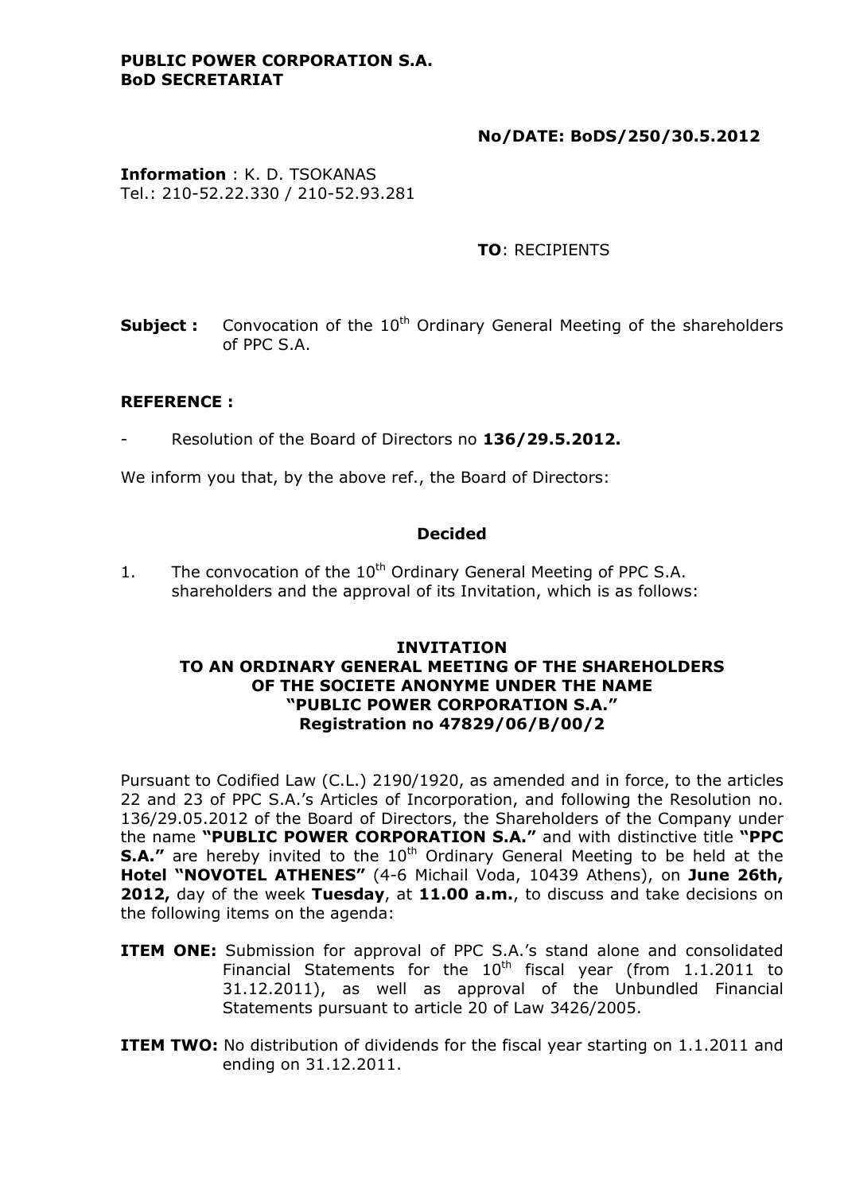**PUBLIC POWER CORPORATION S.A.**
**BoD SECRETARIAT**

**No/DATE: BoDS/250/30.5.2012**

**Information** : K. D. TSOKANAS
Tel.: 210-52.22.330 / 210-52.93.281

**TO**: RECIPIENTS

**Subject :** Convocation of the 10th Ordinary General Meeting of the shareholders of PPC S.A.

**REFERENCE :**

- Resolution of the Board of Directors no **136/29.5.2012.**

We inform you that, by the above ref., the Board of Directors:

**Decided**

1. The convocation of the 10th Ordinary General Meeting of PPC S.A. shareholders and the approval of its Invitation, which is as follows:

**INVITATION**
**TO AN ORDINARY GENERAL MEETING OF THE SHAREHOLDERS**
**OF THE SOCIETE ANONYME UNDER THE NAME**
**"PUBLIC POWER CORPORATION S.A."**
**Registration no 47829/06/B/00/2**

Pursuant to Codified Law (C.L.) 2190/1920, as amended and in force, to the articles 22 and 23 of PPC S.A.'s Articles of Incorporation, and following the Resolution no. 136/29.05.2012 of the Board of Directors, the Shareholders of the Company under the name **"PUBLIC POWER CORPORATION S.A."** and with distinctive title **"PPC S.A."** are hereby invited to the 10th Ordinary General Meeting to be held at the **Hotel "NOVOTEL ATHENES"** (4-6 Michail Voda, 10439 Athens), on **June 26th, 2012,** day of the week **Tuesday**, at **11.00 a.m.**, to discuss and take decisions on the following items on the agenda:

**ITEM ONE:** Submission for approval of PPC S.A.'s stand alone and consolidated Financial Statements for the 10th fiscal year (from 1.1.2011 to 31.12.2011), as well as approval of the Unbundled Financial Statements pursuant to article 20 of Law 3426/2005.

**ITEM TWO:** No distribution of dividends for the fiscal year starting on 1.1.2011 and ending on 31.12.2011.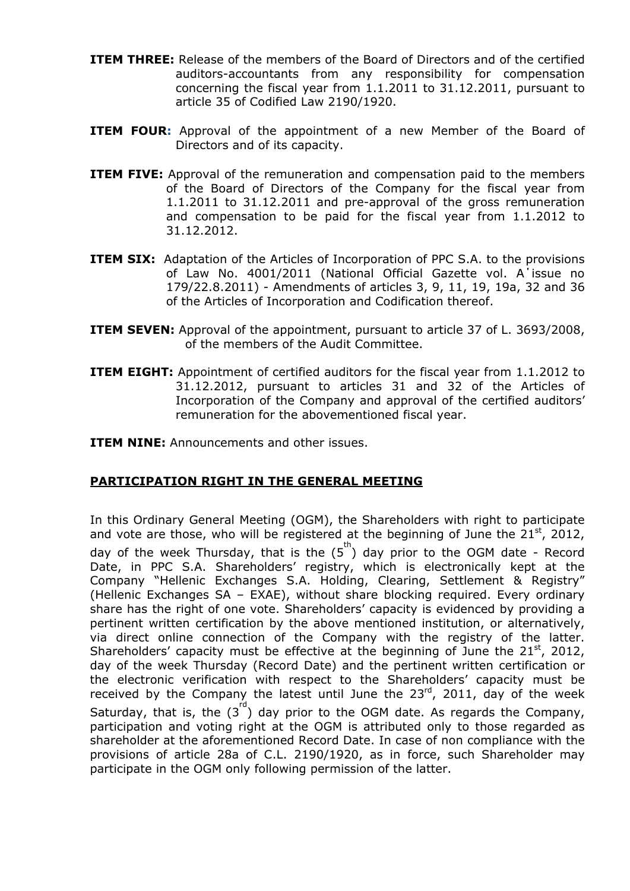**ITEM THREE:** Release of the members of the Board of Directors and of the certified auditors-accountants from any responsibility for compensation concerning the fiscal year from 1.1.2011 to 31.12.2011, pursuant to article 35 of Codified Law 2190/1920.

**ITEM FOUR:** Approval of the appointment of a new Member of the Board of Directors and of its capacity.

**ITEM FIVE:** Approval of the remuneration and compensation paid to the members of the Board of Directors of the Company for the fiscal year from 1.1.2011 to 31.12.2011 and pre-approval of the gross remuneration and compensation to be paid for the fiscal year from 1.1.2012 to 31.12.2012.

**ITEM SIX:** Adaptation of the Articles of Incorporation of PPC S.A. to the provisions of Law No. 4001/2011 (National Official Gazette vol. A΄ issue no 179/22.8.2011) - Amendments of articles 3, 9, 11, 19, 19a, 32 and 36 of the Articles of Incorporation and Codification thereof.

**ITEM SEVEN:** Approval of the appointment, pursuant to article 37 of L. 3693/2008, of the members of the Audit Committee.

**ITEM EIGHT:** Appointment of certified auditors for the fiscal year from 1.1.2012 to 31.12.2012, pursuant to articles 31 and 32 of the Articles of Incorporation of the Company and approval of the certified auditors' remuneration for the abovementioned fiscal year.

**ITEM NINE:** Announcements and other issues.

## PARTICIPATION RIGHT IN THE GENERAL MEETING

In this Ordinary General Meeting (OGM), the Shareholders with right to participate and vote are those, who will be registered at the beginning of June the 21st, 2012, day of the week Thursday, that is the (5th) day prior to the OGM date - Record Date, in PPC S.A. Shareholders' registry, which is electronically kept at the Company "Hellenic Exchanges S.A. Holding, Clearing, Settlement & Registry" (Hellenic Exchanges SA – EXAE), without share blocking required. Every ordinary share has the right of one vote. Shareholders' capacity is evidenced by providing a pertinent written certification by the above mentioned institution, or alternatively, via direct online connection of the Company with the registry of the latter. Shareholders' capacity must be effective at the beginning of June the 21st, 2012, day of the week Thursday (Record Date) and the pertinent written certification or the electronic verification with respect to the Shareholders' capacity must be received by the Company the latest until June the 23rd, 2011, day of the week Saturday, that is, the (3rd) day prior to the OGM date. As regards the Company, participation and voting right at the OGM is attributed only to those regarded as shareholder at the aforementioned Record Date. In case of non compliance with the provisions of article 28a of C.L. 2190/1920, as in force, such Shareholder may participate in the OGM only following permission of the latter.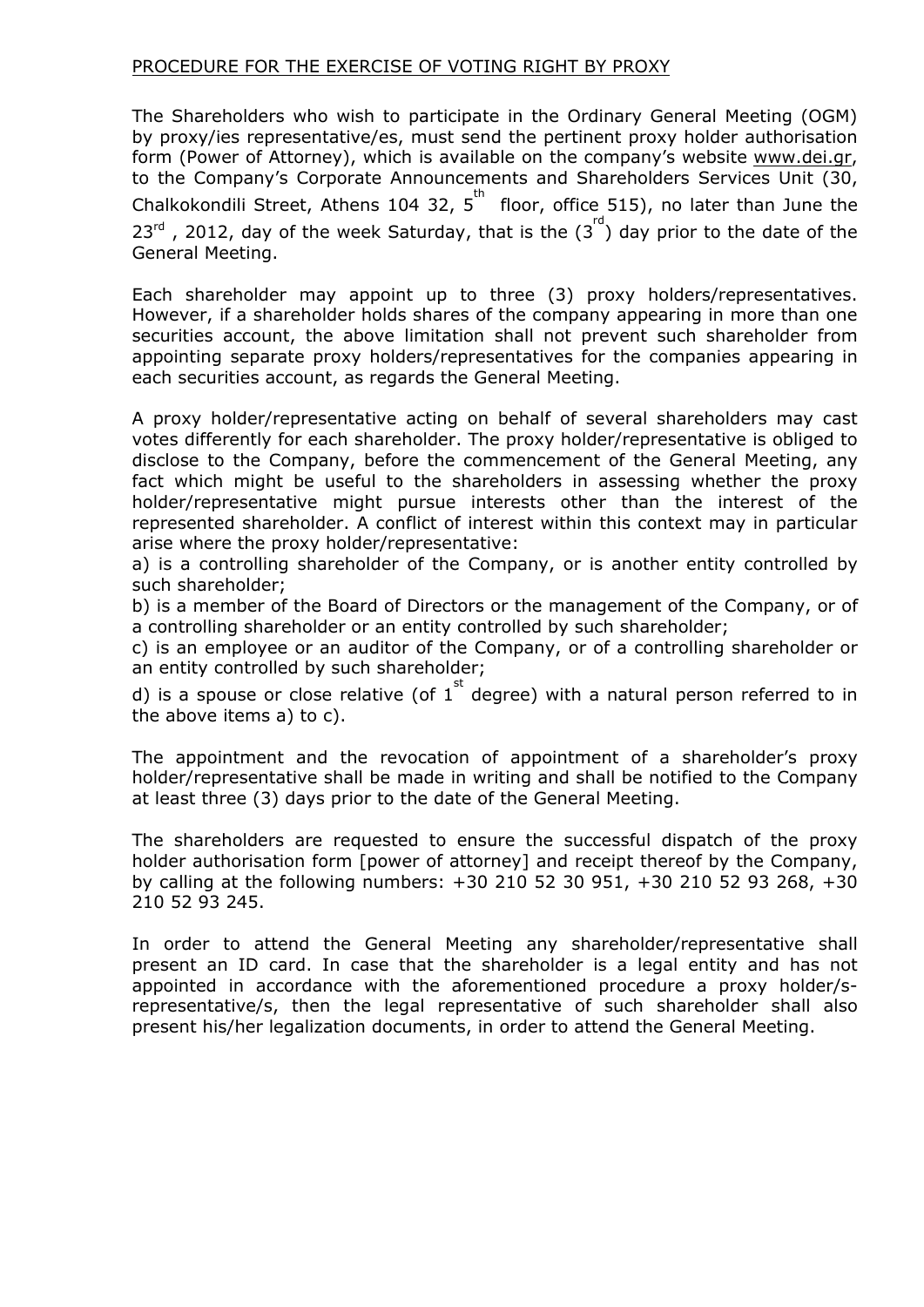## PROCEDURE FOR THE EXERCISE OF VOTING RIGHT BY PROXY

The Shareholders who wish to participate in the Ordinary General Meeting (OGM) by proxy/ies representative/es, must send the pertinent proxy holder authorisation form (Power of Attorney), which is available on the company's website www.dei.gr, to the Company's Corporate Announcements and Shareholders Services Unit (30, Chalkokondili Street, Athens 104 32, 5th floor, office 515), no later than June the 23rd , 2012, day of the week Saturday, that is the (3rd) day prior to the date of the General Meeting.

Each shareholder may appoint up to three (3) proxy holders/representatives. However, if a shareholder holds shares of the company appearing in more than one securities account, the above limitation shall not prevent such shareholder from appointing separate proxy holders/representatives for the companies appearing in each securities account, as regards the General Meeting.

A proxy holder/representative acting on behalf of several shareholders may cast votes differently for each shareholder. The proxy holder/representative is obliged to disclose to the Company, before the commencement of the General Meeting, any fact which might be useful to the shareholders in assessing whether the proxy holder/representative might pursue interests other than the interest of the represented shareholder. A conflict of interest within this context may in particular arise where the proxy holder/representative:

a) is a controlling shareholder of the Company, or is another entity controlled by such shareholder;

b) is a member of the Board of Directors or the management of the Company, or of a controlling shareholder or an entity controlled by such shareholder;

c) is an employee or an auditor of the Company, or of a controlling shareholder or an entity controlled by such shareholder;

d) is a spouse or close relative (of 1st degree) with a natural person referred to in the above items a) to c).

The appointment and the revocation of appointment of a shareholder's proxy holder/representative shall be made in writing and shall be notified to the Company at least three (3) days prior to the date of the General Meeting.

The shareholders are requested to ensure the successful dispatch of the proxy holder authorisation form [power of attorney] and receipt thereof by the Company, by calling at the following numbers: +30 210 52 30 951, +30 210 52 93 268, +30 210 52 93 245.

In order to attend the General Meeting any shareholder/representative shall present an ID card. In case that the shareholder is a legal entity and has not appointed in accordance with the aforementioned procedure a proxy holder/s-representative/s, then the legal representative of such shareholder shall also present his/her legalization documents, in order to attend the General Meeting.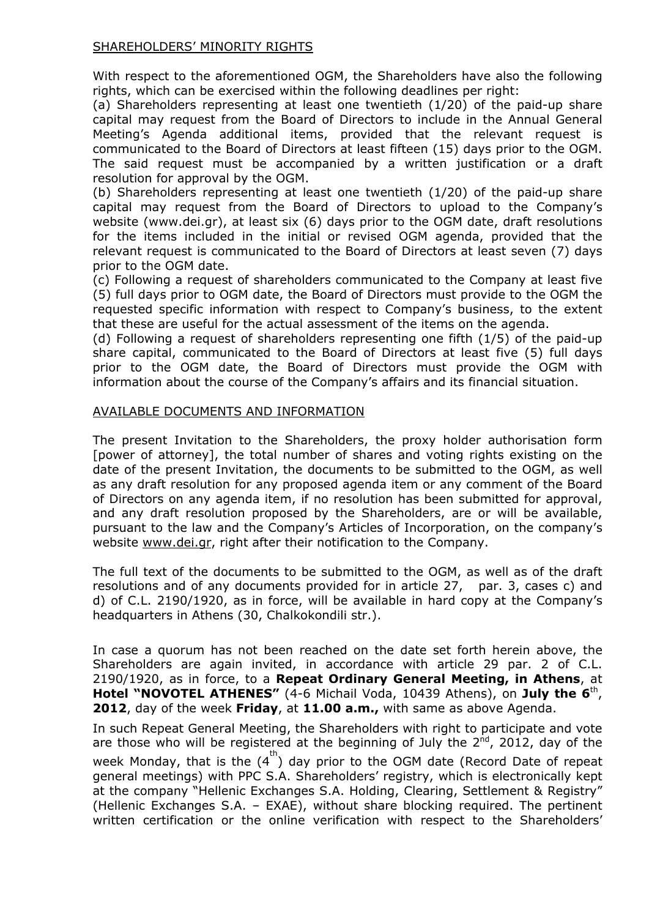## SHAREHOLDERS' MINORITY RIGHTS

With respect to the aforementioned OGM, the Shareholders have also the following rights, which can be exercised within the following deadlines per right:

(a) Shareholders representing at least one twentieth (1/20) of the paid-up share capital may request from the Board of Directors to include in the Annual General Meeting's Agenda additional items, provided that the relevant request is communicated to the Board of Directors at least fifteen (15) days prior to the OGM. The said request must be accompanied by a written justification or a draft resolution for approval by the OGM.

(b) Shareholders representing at least one twentieth (1/20) of the paid-up share capital may request from the Board of Directors to upload to the Company's website (www.dei.gr), at least six (6) days prior to the OGM date, draft resolutions for the items included in the initial or revised OGM agenda, provided that the relevant request is communicated to the Board of Directors at least seven (7) days prior to the OGM date.

(c) Following a request of shareholders communicated to the Company at least five (5) full days prior to OGM date, the Board of Directors must provide to the OGM the requested specific information with respect to Company's business, to the extent that these are useful for the actual assessment of the items on the agenda.

(d) Following a request of shareholders representing one fifth (1/5) of the paid-up share capital, communicated to the Board of Directors at least five (5) full days prior to the OGM date, the Board of Directors must provide the OGM with information about the course of the Company's affairs and its financial situation.

## AVAILABLE DOCUMENTS AND INFORMATION

The present Invitation to the Shareholders, the proxy holder authorisation form [power of attorney], the total number of shares and voting rights existing on the date of the present Invitation, the documents to be submitted to the OGM, as well as any draft resolution for any proposed agenda item or any comment of the Board of Directors on any agenda item, if no resolution has been submitted for approval, and any draft resolution proposed by the Shareholders, are or will be available, pursuant to the law and the Company's Articles of Incorporation, on the company's website www.dei.gr, right after their notification to the Company.

The full text of the documents to be submitted to the OGM, as well as of the draft resolutions and of any documents provided for in article 27, par. 3, cases c) and d) of C.L. 2190/1920, as in force, will be available in hard copy at the Company's headquarters in Athens (30, Chalkokondili str.).

In case a quorum has not been reached on the date set forth herein above, the Shareholders are again invited, in accordance with article 29 par. 2 of C.L. 2190/1920, as in force, to a **Repeat Ordinary General Meeting, in Athens**, at **Hotel "NOVOTEL ATHENES"** (4-6 Michail Voda, 10439 Athens), on **July the 6th, 2012**, day of the week **Friday**, at **11.00 a.m.,** with same as above Agenda.

In such Repeat General Meeting, the Shareholders with right to participate and vote are those who will be registered at the beginning of July the 2nd, 2012, day of the week Monday, that is the (4th) day prior to the OGM date (Record Date of repeat general meetings) with PPC S.A. Shareholders' registry, which is electronically kept at the company "Hellenic Exchanges S.A. Holding, Clearing, Settlement & Registry" (Hellenic Exchanges S.A. – EXAE), without share blocking required. The pertinent written certification or the online verification with respect to the Shareholders'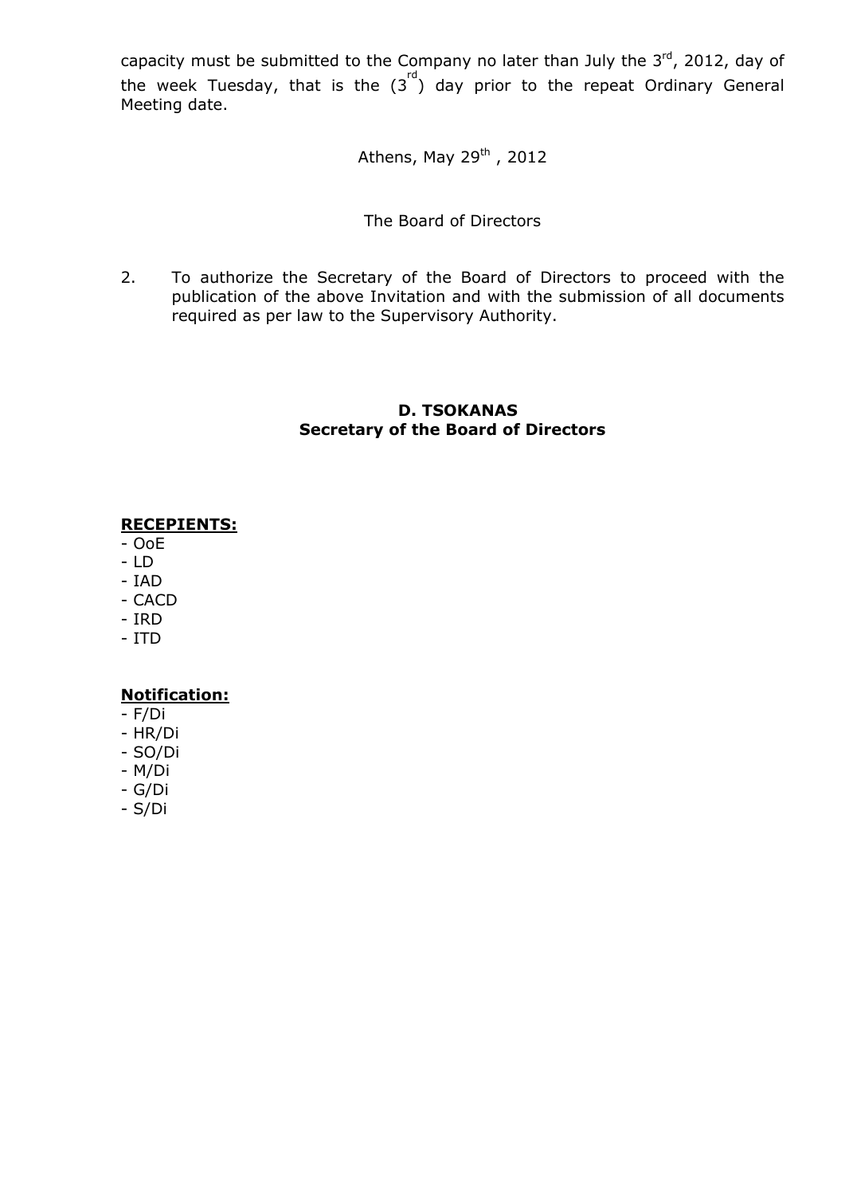capacity must be submitted to the Company no later than July the 3rd, 2012, day of the week Tuesday, that is the (3rd) day prior to the repeat Ordinary General Meeting date.

Athens, May 29th , 2012

The Board of Directors

2. To authorize the Secretary of the Board of Directors to proceed with the publication of the above Invitation and with the submission of all documents required as per law to the Supervisory Authority.

**D. TSOKANAS**
**Secretary of the Board of Directors**

**RECEPIENTS:**

- OoE
- LD
- IAD
- CACD
- IRD
- ITD

**Notification:**

- F/Di
- HR/Di
- SO/Di
- M/Di
- G/Di
- S/Di